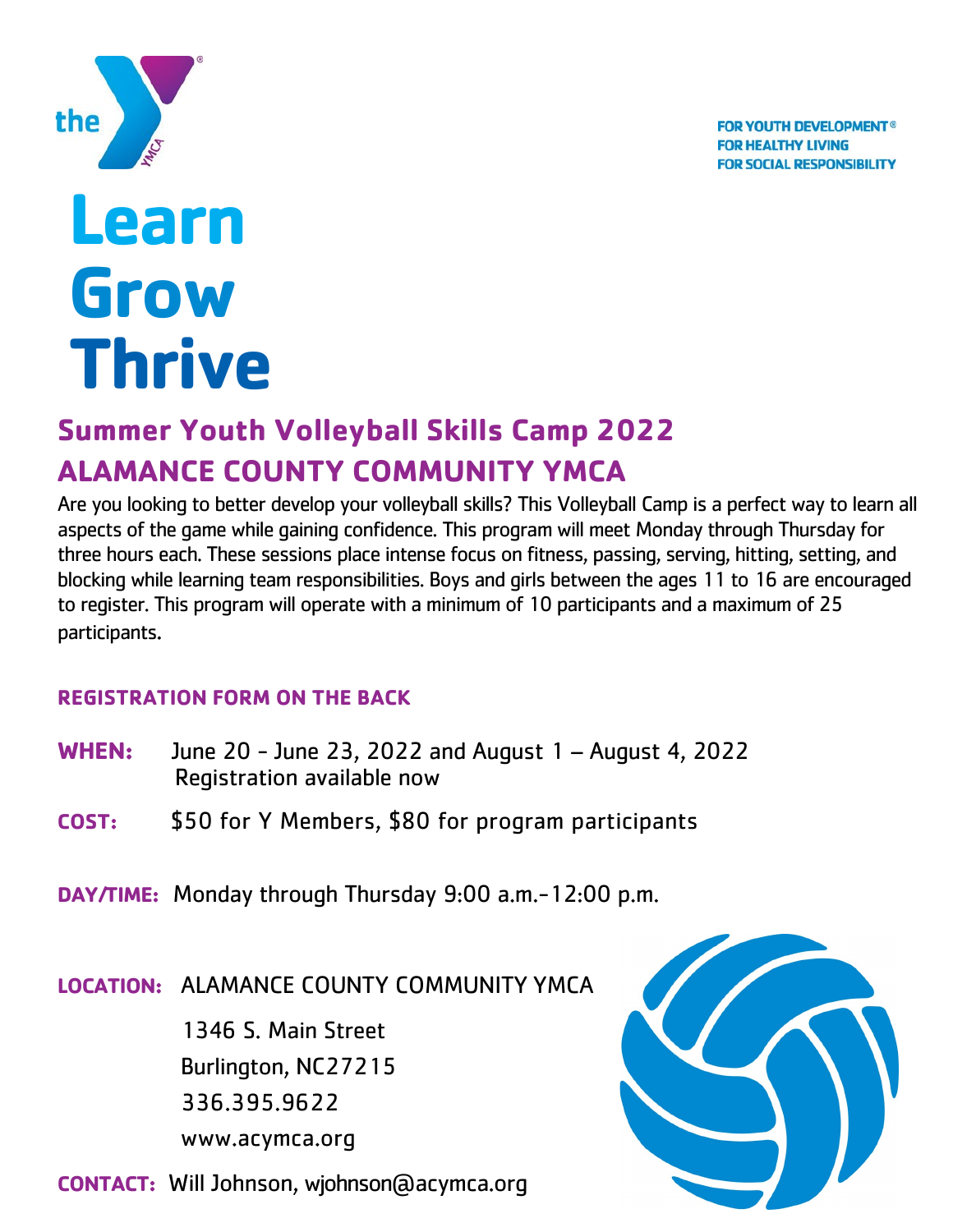the YMCA

**FOR YOUTH DEVELOPMENT®**
**FOR HEALTHY LIVING**
**FOR SOCIAL RESPONSIBILITY**

# Learn
# Grow
# Thrive

## Summer Youth Volleyball Skills Camp 2022
## ALAMANCE COUNTY COMMUNITY YMCA

Are you looking to better develop your volleyball skills? This Volleyball Camp is a perfect way to learn all aspects of the game while gaining confidence. This program will meet Monday through Thursday for three hours each. These sessions place intense focus on fitness, passing, serving, hitting, setting, and blocking while learning team responsibilities. Boys and girls between the ages 11 to 16 are encouraged to register. This program will operate with a minimum of 10 participants and a maximum of 25 participants.

**REGISTRATION FORM ON THE BACK**

**WHEN:** June 20 - June 23, 2022 and August 1 – August 4, 2022
Registration available now

**COST:** $50 for Y Members, $80 for program participants

**DAY/TIME:** Monday through Thursday 9:00 a.m.-12:00 p.m.

**LOCATION:** ALAMANCE COUNTY COMMUNITY YMCA
1346 S. Main Street
Burlington, NC27215
336.395.9622
www.acymca.org

**CONTACT:** Will Johnson, wjohnson@acymca.org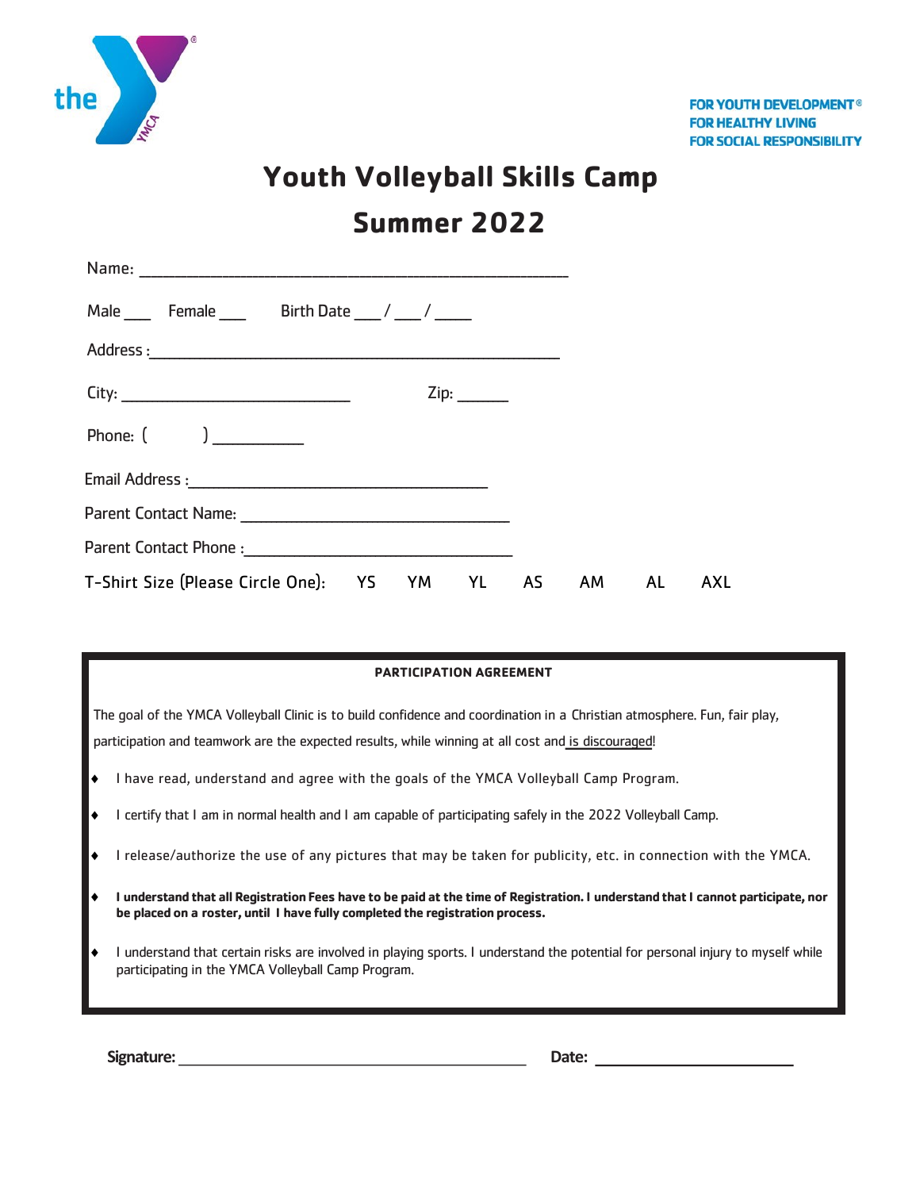FOR YOUTH DEVELOPMENT®
FOR HEALTHY LIVING
FOR SOCIAL RESPONSIBILITY

# Youth Volleyball Skills Camp

# Summer 2022

Name: ______________________________________________

Male ___ Female ___ Birth Date ___ / ___ / ____

Address : ______________________________________________

City: __________________________ Zip: ______

Phone: ( ) __________

Email Address : ______________________________

Parent Contact Name: ______________________________

Parent Contact Phone : ______________________________

T-Shirt Size (Please Circle One): YS YM YL AS AM AL AXL

**PARTICIPATION AGREEMENT**

The goal of the YMCA Volleyball Clinic is to build confidence and coordination in a Christian atmosphere. Fun, fair play, participation and teamwork are the expected results, while winning at all cost and is discouraged!

- I have read, understand and agree with the goals of the YMCA Volleyball Camp Program.
- I certify that I am in normal health and I am capable of participating safely in the 2022 Volleyball Camp.
- I release/authorize the use of any pictures that may be taken for publicity, etc. in connection with the YMCA.
- **I understand that all Registration Fees have to be paid at the time of Registration. I understand that I cannot participate, nor be placed on a roster, until I have fully completed the registration process.**
- I understand that certain risks are involved in playing sports. I understand the potential for personal injury to myself while participating in the YMCA Volleyball Camp Program.

**Signature:** ______________________________ **Date:** ____________________